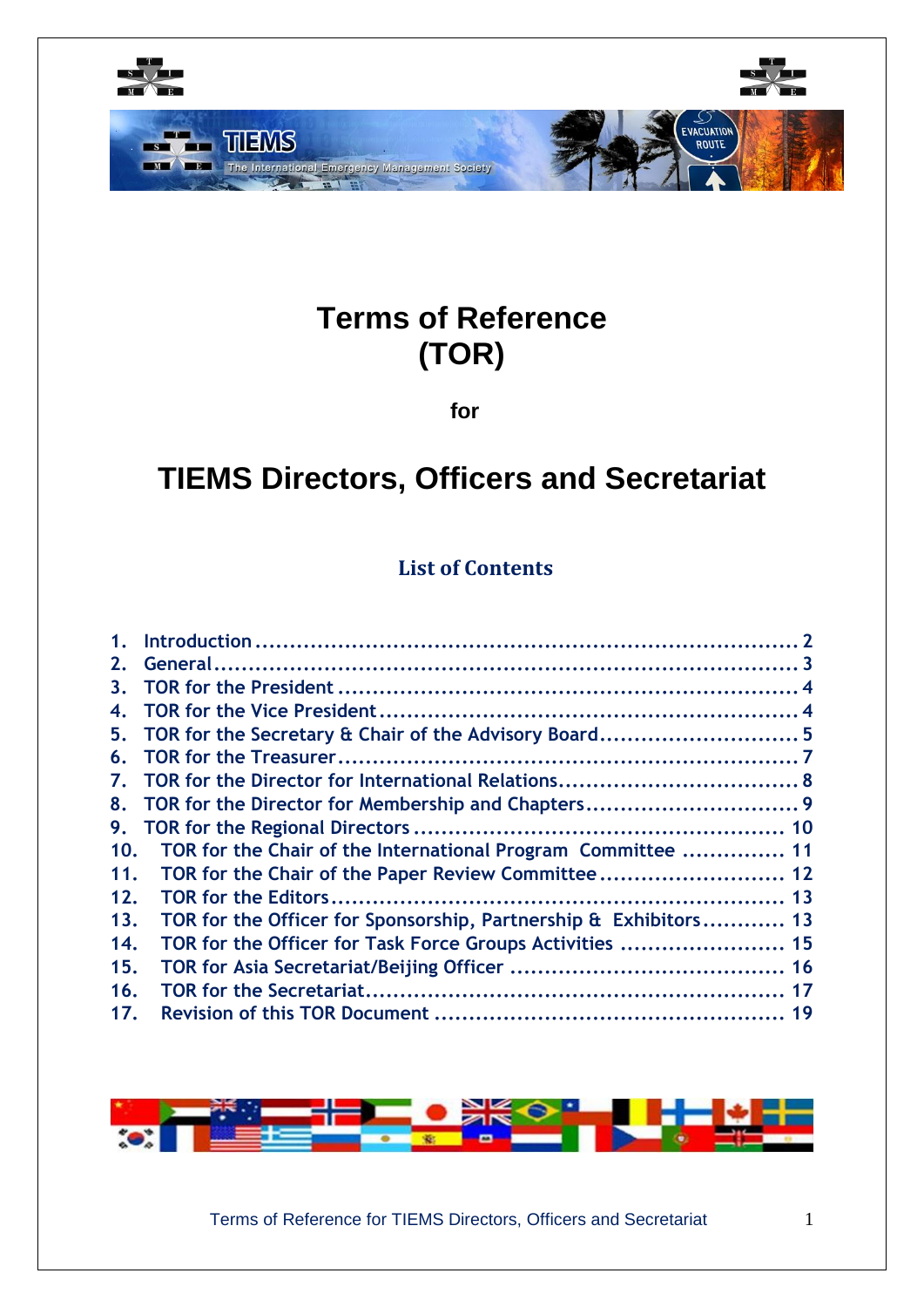# Terms of Reference (TOR)

**for**

# TIEMS Directors, Officers and Secretariat

## List of Contents

1. Introduction ........................................ 2
2. General ........................................ 3
3. TOR for the President ........................................ 4
4. TOR for the Vice President ........................................ 4
5. TOR for the Secretary & Chair of the Advisory Board ........................................ 5
6. TOR for the Treasurer ........................................ 7
7. TOR for the Director for International Relations ........................................ 8
8. TOR for the Director for Membership and Chapters ........................................ 9
9. TOR for the Regional Directors ........................................ 10
10. TOR for the Chair of the International Program Committee ........................................ 11
11. TOR for the Chair of the Paper Review Committee ........................................ 12
12. TOR for the Editors ........................................ 13
13. TOR for the Officer for Sponsorship, Partnership & Exhibitors ........................................ 13
14. TOR for the Officer for Task Force Groups Activities ........................................ 15
15. TOR for Asia Secretariat/Beijing Officer ........................................ 16
16. TOR for the Secretariat ........................................ 17
17. Revision of this TOR Document ........................................ 19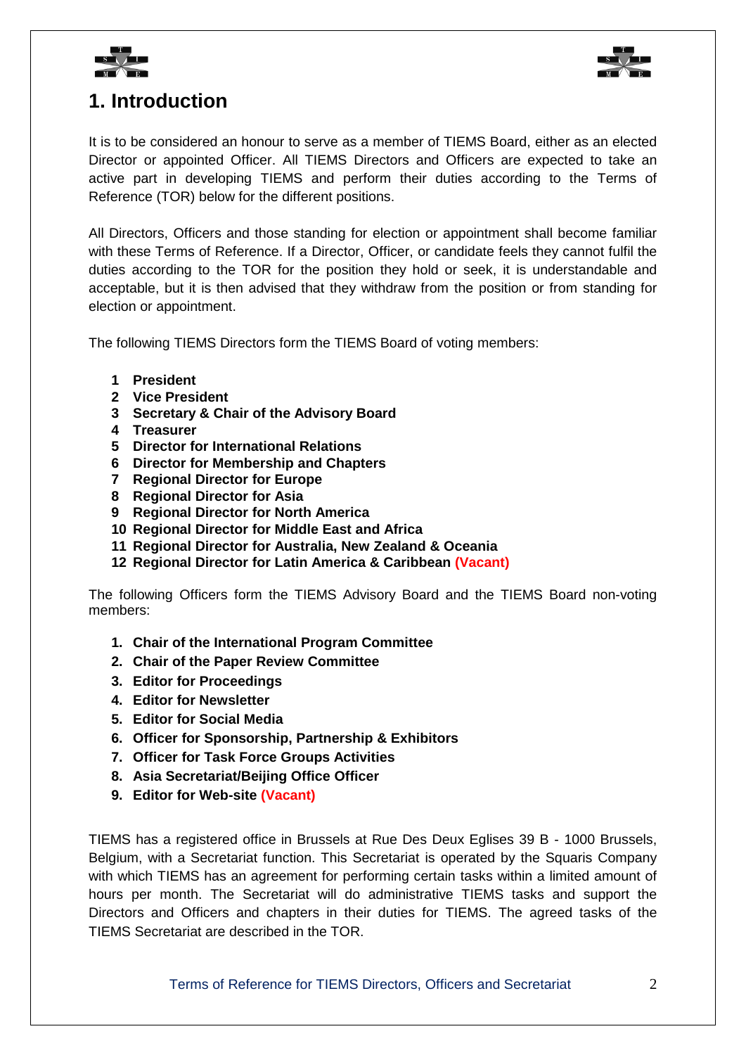# 1. Introduction

It is to be considered an honour to serve as a member of TIEMS Board, either as an elected Director or appointed Officer. All TIEMS Directors and Officers are expected to take an active part in developing TIEMS and perform their duties according to the Terms of Reference (TOR) below for the different positions.

All Directors, Officers and those standing for election or appointment shall become familiar with these Terms of Reference. If a Director, Officer, or candidate feels they cannot fulfil the duties according to the TOR for the position they hold or seek, it is understandable and acceptable, but it is then advised that they withdraw from the position or from standing for election or appointment.

The following TIEMS Directors form the TIEMS Board of voting members:

1. **President**
2. **Vice President**
3. **Secretary & Chair of the Advisory Board**
4. **Treasurer**
5. **Director for International Relations**
6. **Director for Membership and Chapters**
7. **Regional Director for Europe**
8. **Regional Director for Asia**
9. **Regional Director for North America**
10. **Regional Director for Middle East and Africa**
11. **Regional Director for Australia, New Zealand & Oceania**
12. **Regional Director for Latin America & Caribbean (Vacant)**

The following Officers form the TIEMS Advisory Board and the TIEMS Board non-voting members:

1. **Chair of the International Program Committee**
2. **Chair of the Paper Review Committee**
3. **Editor for Proceedings**
4. **Editor for Newsletter**
5. **Editor for Social Media**
6. **Officer for Sponsorship, Partnership & Exhibitors**
7. **Officer for Task Force Groups Activities**
8. **Asia Secretariat/Beijing Office Officer**
9. **Editor for Web-site (Vacant)**

TIEMS has a registered office in Brussels at Rue Des Deux Eglises 39 B - 1000 Brussels, Belgium, with a Secretariat function. This Secretariat is operated by the Squaris Company with which TIEMS has an agreement for performing certain tasks within a limited amount of hours per month. The Secretariat will do administrative TIEMS tasks and support the Directors and Officers and chapters in their duties for TIEMS. The agreed tasks of the TIEMS Secretariat are described in the TOR.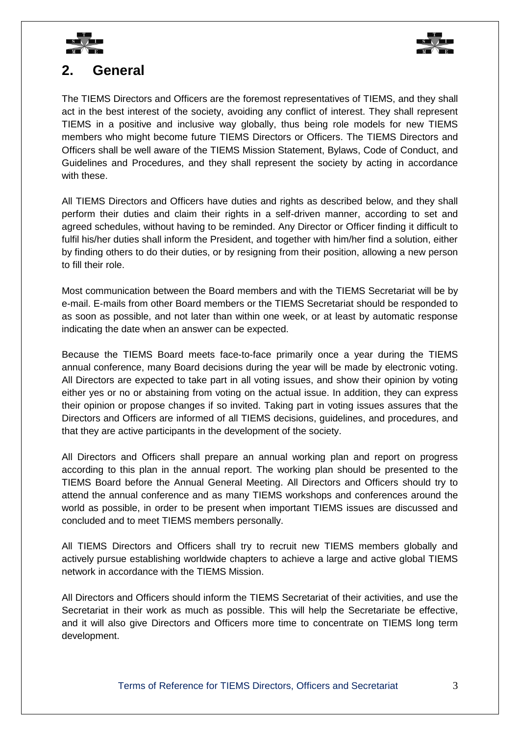## 2. General

The TIEMS Directors and Officers are the foremost representatives of TIEMS, and they shall act in the best interest of the society, avoiding any conflict of interest. They shall represent TIEMS in a positive and inclusive way globally, thus being role models for new TIEMS members who might become future TIEMS Directors or Officers. The TIEMS Directors and Officers shall be well aware of the TIEMS Mission Statement, Bylaws, Code of Conduct, and Guidelines and Procedures, and they shall represent the society by acting in accordance with these.

All TIEMS Directors and Officers have duties and rights as described below, and they shall perform their duties and claim their rights in a self-driven manner, according to set and agreed schedules, without having to be reminded. Any Director or Officer finding it difficult to fulfil his/her duties shall inform the President, and together with him/her find a solution, either by finding others to do their duties, or by resigning from their position, allowing a new person to fill their role.

Most communication between the Board members and with the TIEMS Secretariat will be by e-mail. E-mails from other Board members or the TIEMS Secretariat should be responded to as soon as possible, and not later than within one week, or at least by automatic response indicating the date when an answer can be expected.

Because the TIEMS Board meets face-to-face primarily once a year during the TIEMS annual conference, many Board decisions during the year will be made by electronic voting. All Directors are expected to take part in all voting issues, and show their opinion by voting either yes or no or abstaining from voting on the actual issue. In addition, they can express their opinion or propose changes if so invited. Taking part in voting issues assures that the Directors and Officers are informed of all TIEMS decisions, guidelines, and procedures, and that they are active participants in the development of the society.

All Directors and Officers shall prepare an annual working plan and report on progress according to this plan in the annual report. The working plan should be presented to the TIEMS Board before the Annual General Meeting. All Directors and Officers should try to attend the annual conference and as many TIEMS workshops and conferences around the world as possible, in order to be present when important TIEMS issues are discussed and concluded and to meet TIEMS members personally.

All TIEMS Directors and Officers shall try to recruit new TIEMS members globally and actively pursue establishing worldwide chapters to achieve a large and active global TIEMS network in accordance with the TIEMS Mission.

All Directors and Officers should inform the TIEMS Secretariat of their activities, and use the Secretariat in their work as much as possible. This will help the Secretariate be effective, and it will also give Directors and Officers more time to concentrate on TIEMS long term development.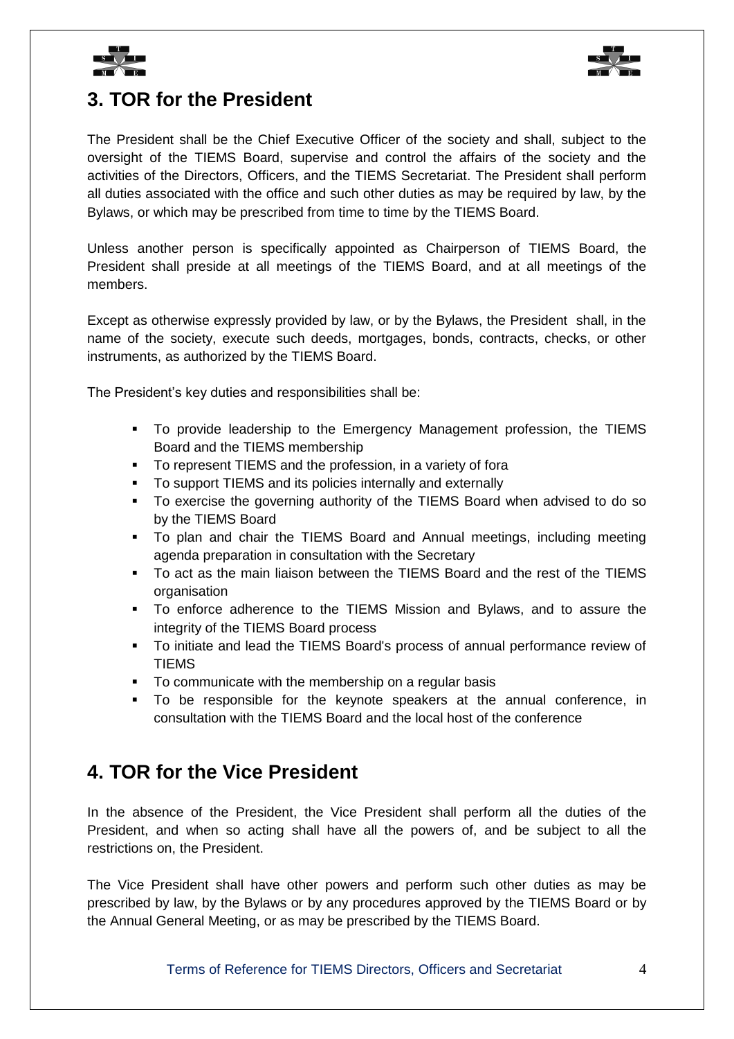## 3. TOR for the President

The President shall be the Chief Executive Officer of the society and shall, subject to the oversight of the TIEMS Board, supervise and control the affairs of the society and the activities of the Directors, Officers, and the TIEMS Secretariat. The President shall perform all duties associated with the office and such other duties as may be required by law, by the Bylaws, or which may be prescribed from time to time by the TIEMS Board.

Unless another person is specifically appointed as Chairperson of TIEMS Board, the President shall preside at all meetings of the TIEMS Board, and at all meetings of the members.

Except as otherwise expressly provided by law, or by the Bylaws, the President shall, in the name of the society, execute such deeds, mortgages, bonds, contracts, checks, or other instruments, as authorized by the TIEMS Board.

The President's key duties and responsibilities shall be:

- To provide leadership to the Emergency Management profession, the TIEMS Board and the TIEMS membership
- To represent TIEMS and the profession, in a variety of fora
- To support TIEMS and its policies internally and externally
- To exercise the governing authority of the TIEMS Board when advised to do so by the TIEMS Board
- To plan and chair the TIEMS Board and Annual meetings, including meeting agenda preparation in consultation with the Secretary
- To act as the main liaison between the TIEMS Board and the rest of the TIEMS organisation
- To enforce adherence to the TIEMS Mission and Bylaws, and to assure the integrity of the TIEMS Board process
- To initiate and lead the TIEMS Board's process of annual performance review of TIEMS
- To communicate with the membership on a regular basis
- To be responsible for the keynote speakers at the annual conference, in consultation with the TIEMS Board and the local host of the conference

## 4. TOR for the Vice President

In the absence of the President, the Vice President shall perform all the duties of the President, and when so acting shall have all the powers of, and be subject to all the restrictions on, the President.

The Vice President shall have other powers and perform such other duties as may be prescribed by law, by the Bylaws or by any procedures approved by the TIEMS Board or by the Annual General Meeting, or as may be prescribed by the TIEMS Board.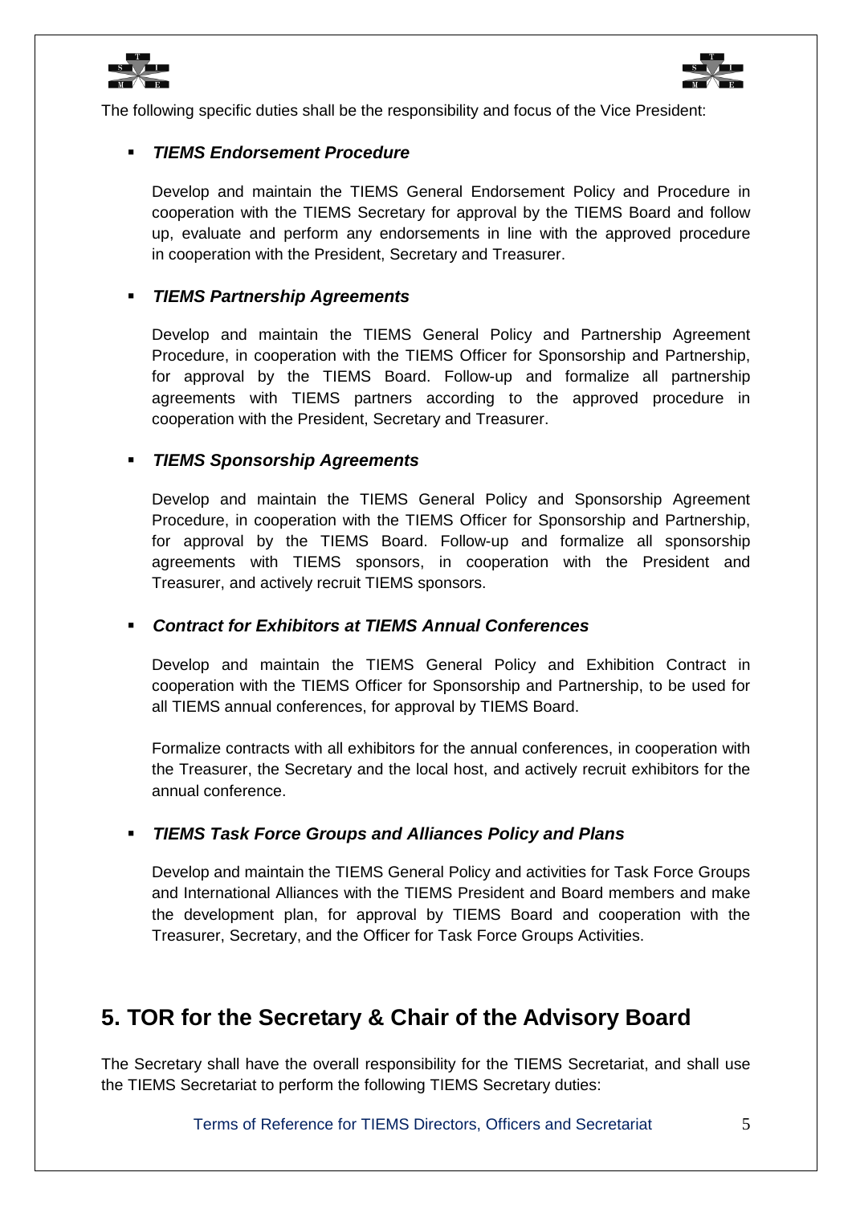The following specific duties shall be the responsibility and focus of the Vice President:

- ***TIEMS Endorsement Procedure***

  Develop and maintain the TIEMS General Endorsement Policy and Procedure in cooperation with the TIEMS Secretary for approval by the TIEMS Board and follow up, evaluate and perform any endorsements in line with the approved procedure in cooperation with the President, Secretary and Treasurer.

- ***TIEMS Partnership Agreements***

  Develop and maintain the TIEMS General Policy and Partnership Agreement Procedure, in cooperation with the TIEMS Officer for Sponsorship and Partnership, for approval by the TIEMS Board. Follow-up and formalize all partnership agreements with TIEMS partners according to the approved procedure in cooperation with the President, Secretary and Treasurer.

- ***TIEMS Sponsorship Agreements***

  Develop and maintain the TIEMS General Policy and Sponsorship Agreement Procedure, in cooperation with the TIEMS Officer for Sponsorship and Partnership, for approval by the TIEMS Board. Follow-up and formalize all sponsorship agreements with TIEMS sponsors, in cooperation with the President and Treasurer, and actively recruit TIEMS sponsors.

- ***Contract for Exhibitors at TIEMS Annual Conferences***

  Develop and maintain the TIEMS General Policy and Exhibition Contract in cooperation with the TIEMS Officer for Sponsorship and Partnership, to be used for all TIEMS annual conferences, for approval by TIEMS Board.

  Formalize contracts with all exhibitors for the annual conferences, in cooperation with the Treasurer, the Secretary and the local host, and actively recruit exhibitors for the annual conference.

- ***TIEMS Task Force Groups and Alliances Policy and Plans***

  Develop and maintain the TIEMS General Policy and activities for Task Force Groups and International Alliances with the TIEMS President and Board members and make the development plan, for approval by TIEMS Board and cooperation with the Treasurer, Secretary, and the Officer for Task Force Groups Activities.

## 5. TOR for the Secretary & Chair of the Advisory Board

The Secretary shall have the overall responsibility for the TIEMS Secretariat, and shall use the TIEMS Secretariat to perform the following TIEMS Secretary duties: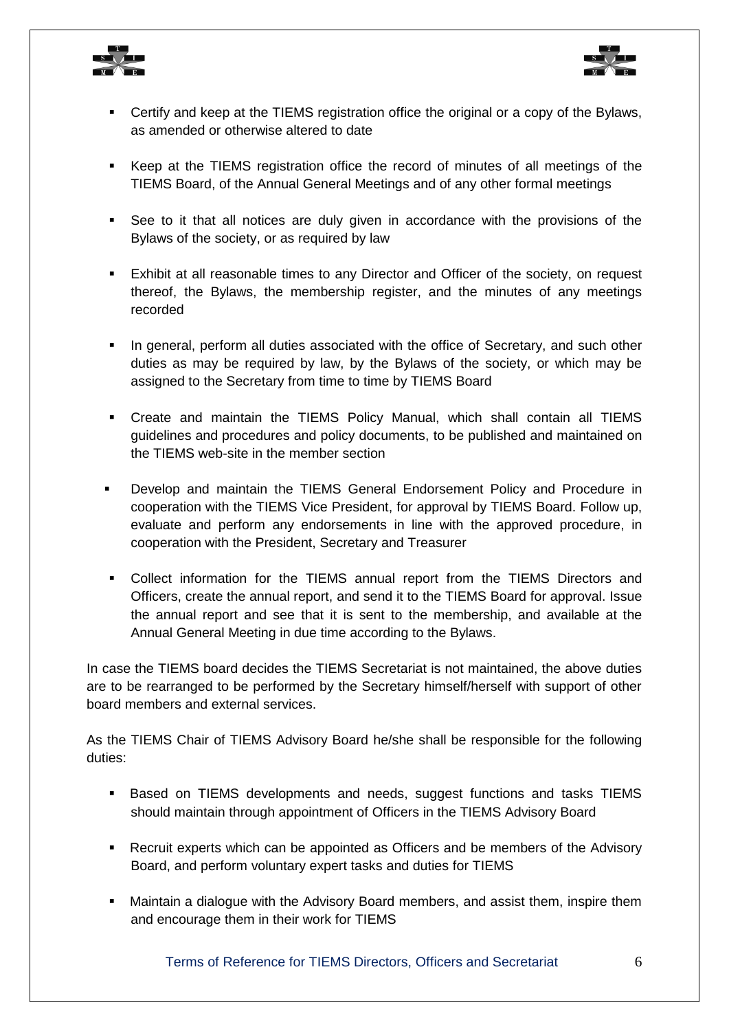- Certify and keep at the TIEMS registration office the original or a copy of the Bylaws, as amended or otherwise altered to date
- Keep at the TIEMS registration office the record of minutes of all meetings of the TIEMS Board, of the Annual General Meetings and of any other formal meetings
- See to it that all notices are duly given in accordance with the provisions of the Bylaws of the society, or as required by law
- Exhibit at all reasonable times to any Director and Officer of the society, on request thereof, the Bylaws, the membership register, and the minutes of any meetings recorded
- In general, perform all duties associated with the office of Secretary, and such other duties as may be required by law, by the Bylaws of the society, or which may be assigned to the Secretary from time to time by TIEMS Board
- Create and maintain the TIEMS Policy Manual, which shall contain all TIEMS guidelines and procedures and policy documents, to be published and maintained on the TIEMS web-site in the member section
- Develop and maintain the TIEMS General Endorsement Policy and Procedure in cooperation with the TIEMS Vice President, for approval by TIEMS Board. Follow up, evaluate and perform any endorsements in line with the approved procedure, in cooperation with the President, Secretary and Treasurer
- Collect information for the TIEMS annual report from the TIEMS Directors and Officers, create the annual report, and send it to the TIEMS Board for approval. Issue the annual report and see that it is sent to the membership, and available at the Annual General Meeting in due time according to the Bylaws.

In case the TIEMS board decides the TIEMS Secretariat is not maintained, the above duties are to be rearranged to be performed by the Secretary himself/herself with support of other board members and external services.

As the TIEMS Chair of TIEMS Advisory Board he/she shall be responsible for the following duties:

- Based on TIEMS developments and needs, suggest functions and tasks TIEMS should maintain through appointment of Officers in the TIEMS Advisory Board
- Recruit experts which can be appointed as Officers and be members of the Advisory Board, and perform voluntary expert tasks and duties for TIEMS
- Maintain a dialogue with the Advisory Board members, and assist them, inspire them and encourage them in their work for TIEMS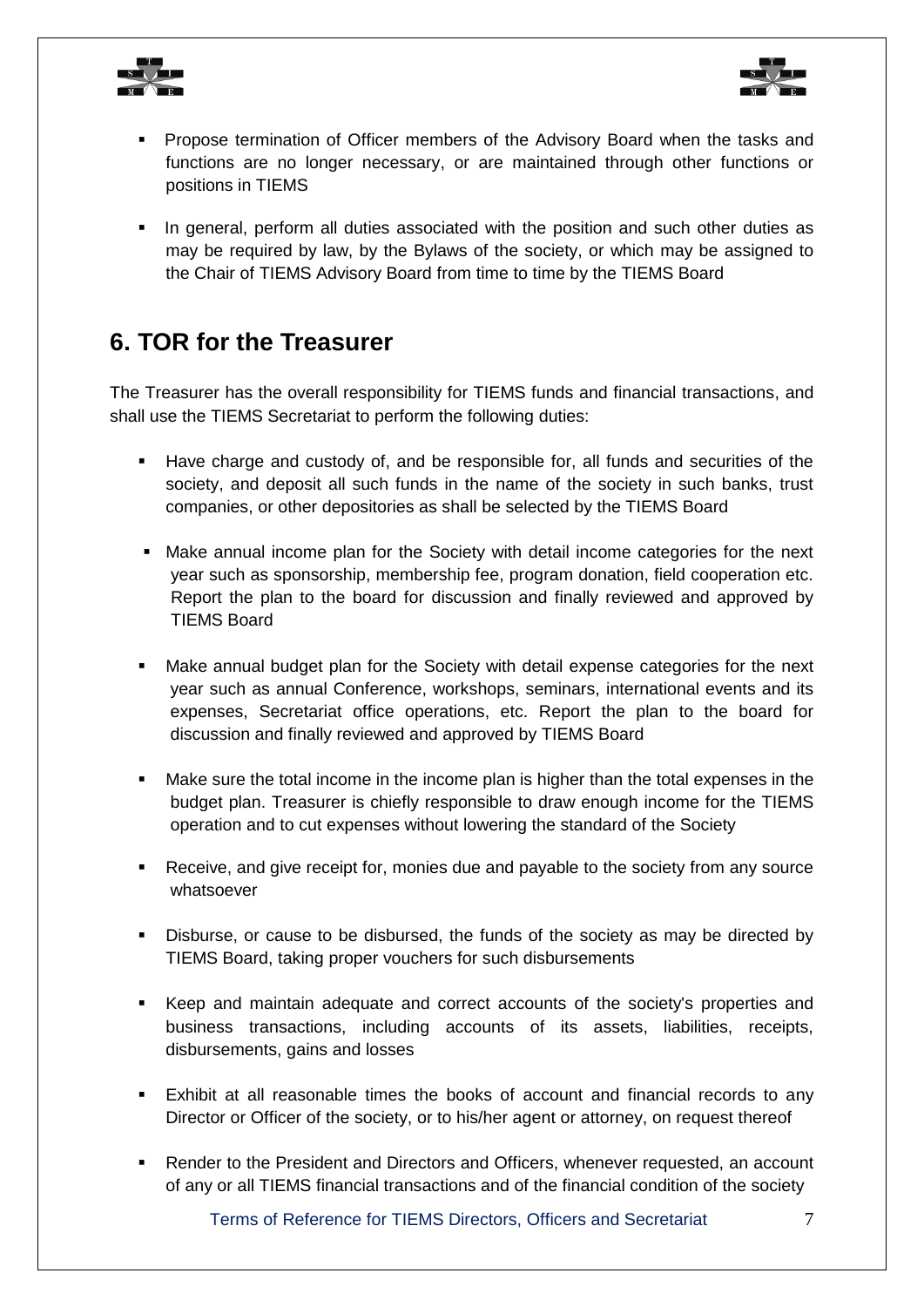- Propose termination of Officer members of the Advisory Board when the tasks and functions are no longer necessary, or are maintained through other functions or positions in TIEMS

- In general, perform all duties associated with the position and such other duties as may be required by law, by the Bylaws of the society, or which may be assigned to the Chair of TIEMS Advisory Board from time to time by the TIEMS Board

## 6. TOR for the Treasurer

The Treasurer has the overall responsibility for TIEMS funds and financial transactions, and shall use the TIEMS Secretariat to perform the following duties:

- Have charge and custody of, and be responsible for, all funds and securities of the society, and deposit all such funds in the name of the society in such banks, trust companies, or other depositories as shall be selected by the TIEMS Board

- Make annual income plan for the Society with detail income categories for the next year such as sponsorship, membership fee, program donation, field cooperation etc. Report the plan to the board for discussion and finally reviewed and approved by TIEMS Board

- Make annual budget plan for the Society with detail expense categories for the next year such as annual Conference, workshops, seminars, international events and its expenses, Secretariat office operations, etc. Report the plan to the board for discussion and finally reviewed and approved by TIEMS Board

- Make sure the total income in the income plan is higher than the total expenses in the budget plan. Treasurer is chiefly responsible to draw enough income for the TIEMS operation and to cut expenses without lowering the standard of the Society

- Receive, and give receipt for, monies due and payable to the society from any source whatsoever

- Disburse, or cause to be disbursed, the funds of the society as may be directed by TIEMS Board, taking proper vouchers for such disbursements

- Keep and maintain adequate and correct accounts of the society's properties and business transactions, including accounts of its assets, liabilities, receipts, disbursements, gains and losses

- Exhibit at all reasonable times the books of account and financial records to any Director or Officer of the society, or to his/her agent or attorney, on request thereof

- Render to the President and Directors and Officers, whenever requested, an account of any or all TIEMS financial transactions and of the financial condition of the society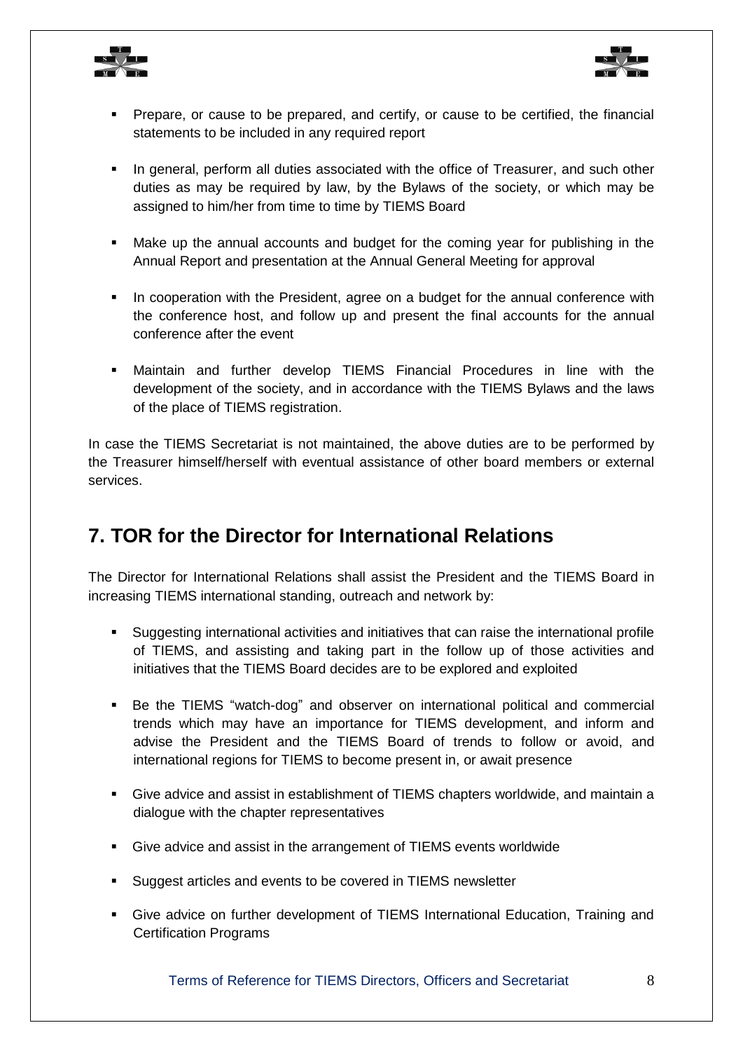- Prepare, or cause to be prepared, and certify, or cause to be certified, the financial statements to be included in any required report
- In general, perform all duties associated with the office of Treasurer, and such other duties as may be required by law, by the Bylaws of the society, or which may be assigned to him/her from time to time by TIEMS Board
- Make up the annual accounts and budget for the coming year for publishing in the Annual Report and presentation at the Annual General Meeting for approval
- In cooperation with the President, agree on a budget for the annual conference with the conference host, and follow up and present the final accounts for the annual conference after the event
- Maintain and further develop TIEMS Financial Procedures in line with the development of the society, and in accordance with the TIEMS Bylaws and the laws of the place of TIEMS registration.

In case the TIEMS Secretariat is not maintained, the above duties are to be performed by the Treasurer himself/herself with eventual assistance of other board members or external services.

## 7. TOR for the Director for International Relations

The Director for International Relations shall assist the President and the TIEMS Board in increasing TIEMS international standing, outreach and network by:

- Suggesting international activities and initiatives that can raise the international profile of TIEMS, and assisting and taking part in the follow up of those activities and initiatives that the TIEMS Board decides are to be explored and exploited
- Be the TIEMS "watch-dog" and observer on international political and commercial trends which may have an importance for TIEMS development, and inform and advise the President and the TIEMS Board of trends to follow or avoid, and international regions for TIEMS to become present in, or await presence
- Give advice and assist in establishment of TIEMS chapters worldwide, and maintain a dialogue with the chapter representatives
- Give advice and assist in the arrangement of TIEMS events worldwide
- Suggest articles and events to be covered in TIEMS newsletter
- Give advice on further development of TIEMS International Education, Training and Certification Programs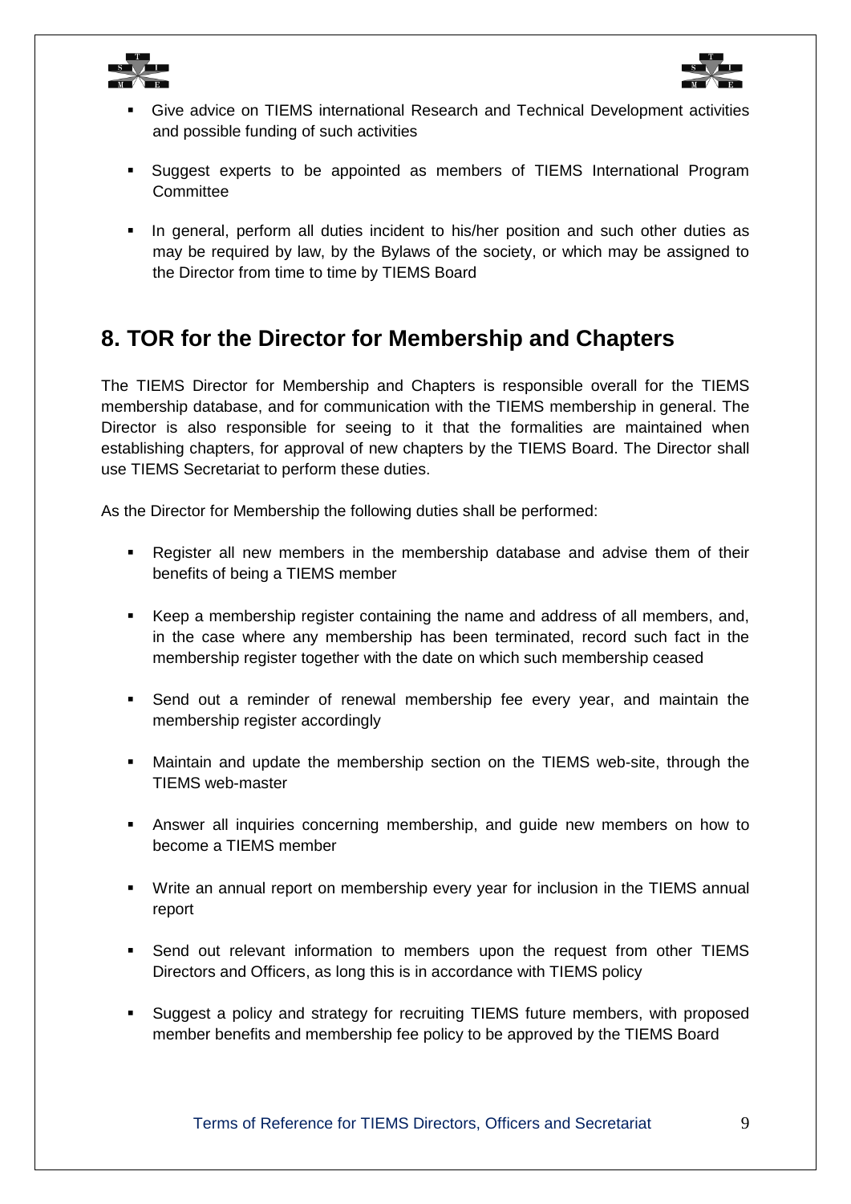- Give advice on TIEMS international Research and Technical Development activities and possible funding of such activities

- Suggest experts to be appointed as members of TIEMS International Program Committee

- In general, perform all duties incident to his/her position and such other duties as may be required by law, by the Bylaws of the society, or which may be assigned to the Director from time to time by TIEMS Board

## 8. TOR for the Director for Membership and Chapters

The TIEMS Director for Membership and Chapters is responsible overall for the TIEMS membership database, and for communication with the TIEMS membership in general. The Director is also responsible for seeing to it that the formalities are maintained when establishing chapters, for approval of new chapters by the TIEMS Board. The Director shall use TIEMS Secretariat to perform these duties.

As the Director for Membership the following duties shall be performed:

- Register all new members in the membership database and advise them of their benefits of being a TIEMS member

- Keep a membership register containing the name and address of all members, and, in the case where any membership has been terminated, record such fact in the membership register together with the date on which such membership ceased

- Send out a reminder of renewal membership fee every year, and maintain the membership register accordingly

- Maintain and update the membership section on the TIEMS web-site, through the TIEMS web-master

- Answer all inquiries concerning membership, and guide new members on how to become a TIEMS member

- Write an annual report on membership every year for inclusion in the TIEMS annual report

- Send out relevant information to members upon the request from other TIEMS Directors and Officers, as long this is in accordance with TIEMS policy

- Suggest a policy and strategy for recruiting TIEMS future members, with proposed member benefits and membership fee policy to be approved by the TIEMS Board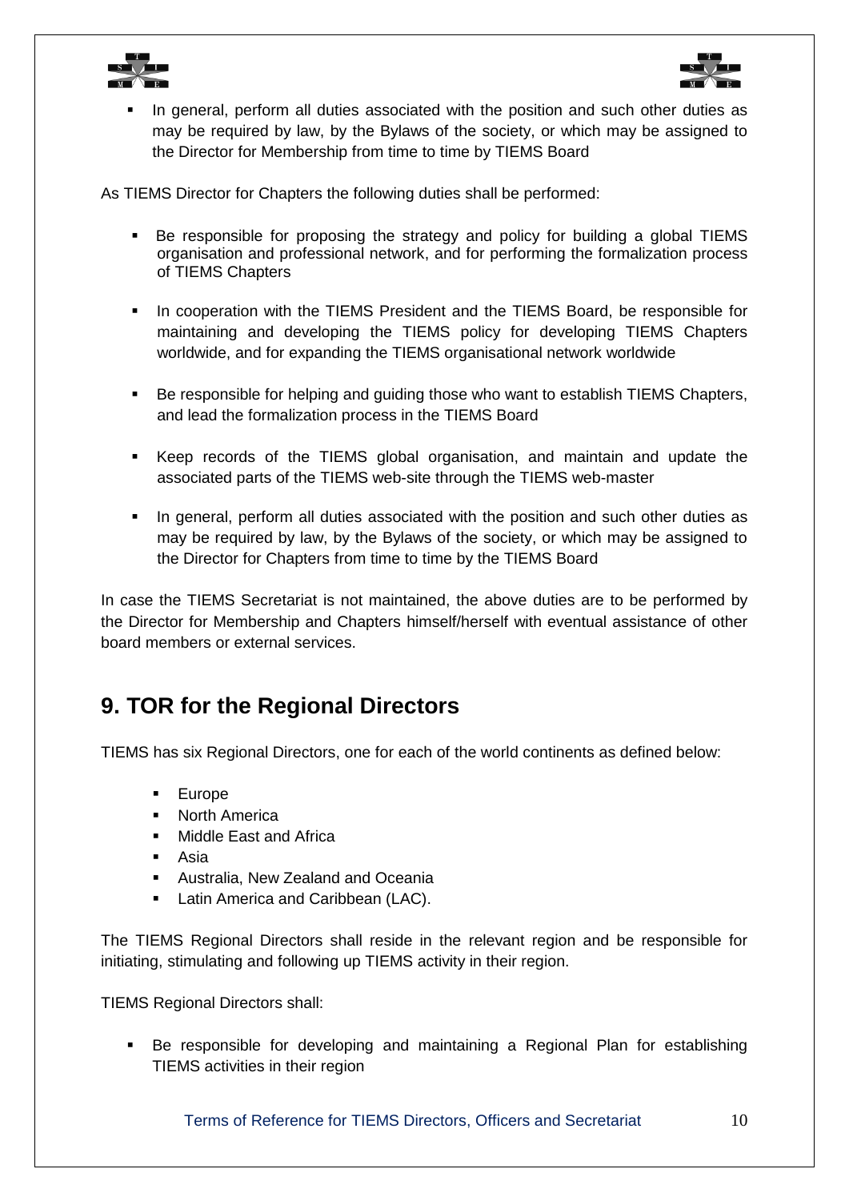- In general, perform all duties associated with the position and such other duties as may be required by law, by the Bylaws of the society, or which may be assigned to the Director for Membership from time to time by TIEMS Board

As TIEMS Director for Chapters the following duties shall be performed:

- Be responsible for proposing the strategy and policy for building a global TIEMS organisation and professional network, and for performing the formalization process of TIEMS Chapters
- In cooperation with the TIEMS President and the TIEMS Board, be responsible for maintaining and developing the TIEMS policy for developing TIEMS Chapters worldwide, and for expanding the TIEMS organisational network worldwide
- Be responsible for helping and guiding those who want to establish TIEMS Chapters, and lead the formalization process in the TIEMS Board
- Keep records of the TIEMS global organisation, and maintain and update the associated parts of the TIEMS web-site through the TIEMS web-master
- In general, perform all duties associated with the position and such other duties as may be required by law, by the Bylaws of the society, or which may be assigned to the Director for Chapters from time to time by the TIEMS Board

In case the TIEMS Secretariat is not maintained, the above duties are to be performed by the Director for Membership and Chapters himself/herself with eventual assistance of other board members or external services.

## 9. TOR for the Regional Directors

TIEMS has six Regional Directors, one for each of the world continents as defined below:

- Europe
- North America
- Middle East and Africa
- Asia
- Australia, New Zealand and Oceania
- Latin America and Caribbean (LAC).

The TIEMS Regional Directors shall reside in the relevant region and be responsible for initiating, stimulating and following up TIEMS activity in their region.

TIEMS Regional Directors shall:

- Be responsible for developing and maintaining a Regional Plan for establishing TIEMS activities in their region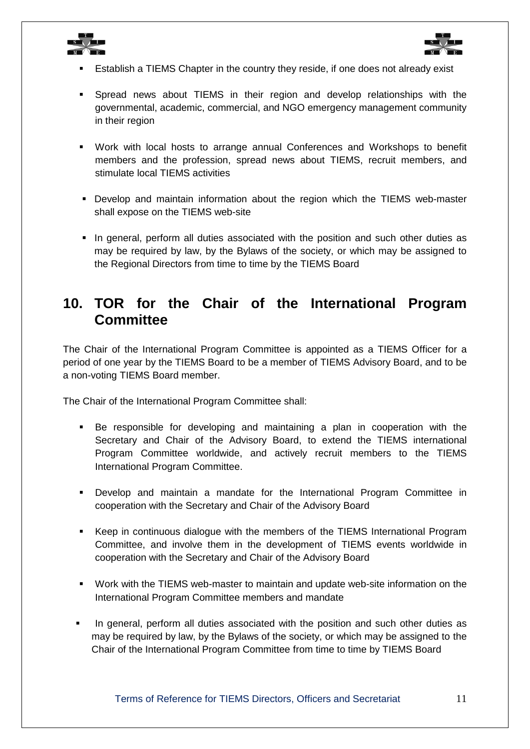- Establish a TIEMS Chapter in the country they reside, if one does not already exist
- Spread news about TIEMS in their region and develop relationships with the governmental, academic, commercial, and NGO emergency management community in their region
- Work with local hosts to arrange annual Conferences and Workshops to benefit members and the profession, spread news about TIEMS, recruit members, and stimulate local TIEMS activities
- Develop and maintain information about the region which the TIEMS web-master shall expose on the TIEMS web-site
- In general, perform all duties associated with the position and such other duties as may be required by law, by the Bylaws of the society, or which may be assigned to the Regional Directors from time to time by the TIEMS Board

## 10. TOR for the Chair of the International Program Committee

The Chair of the International Program Committee is appointed as a TIEMS Officer for a period of one year by the TIEMS Board to be a member of TIEMS Advisory Board, and to be a non-voting TIEMS Board member.

The Chair of the International Program Committee shall:

- Be responsible for developing and maintaining a plan in cooperation with the Secretary and Chair of the Advisory Board, to extend the TIEMS international Program Committee worldwide, and actively recruit members to the TIEMS International Program Committee.
- Develop and maintain a mandate for the International Program Committee in cooperation with the Secretary and Chair of the Advisory Board
- Keep in continuous dialogue with the members of the TIEMS International Program Committee, and involve them in the development of TIEMS events worldwide in cooperation with the Secretary and Chair of the Advisory Board
- Work with the TIEMS web-master to maintain and update web-site information on the International Program Committee members and mandate
- In general, perform all duties associated with the position and such other duties as may be required by law, by the Bylaws of the society, or which may be assigned to the Chair of the International Program Committee from time to time by TIEMS Board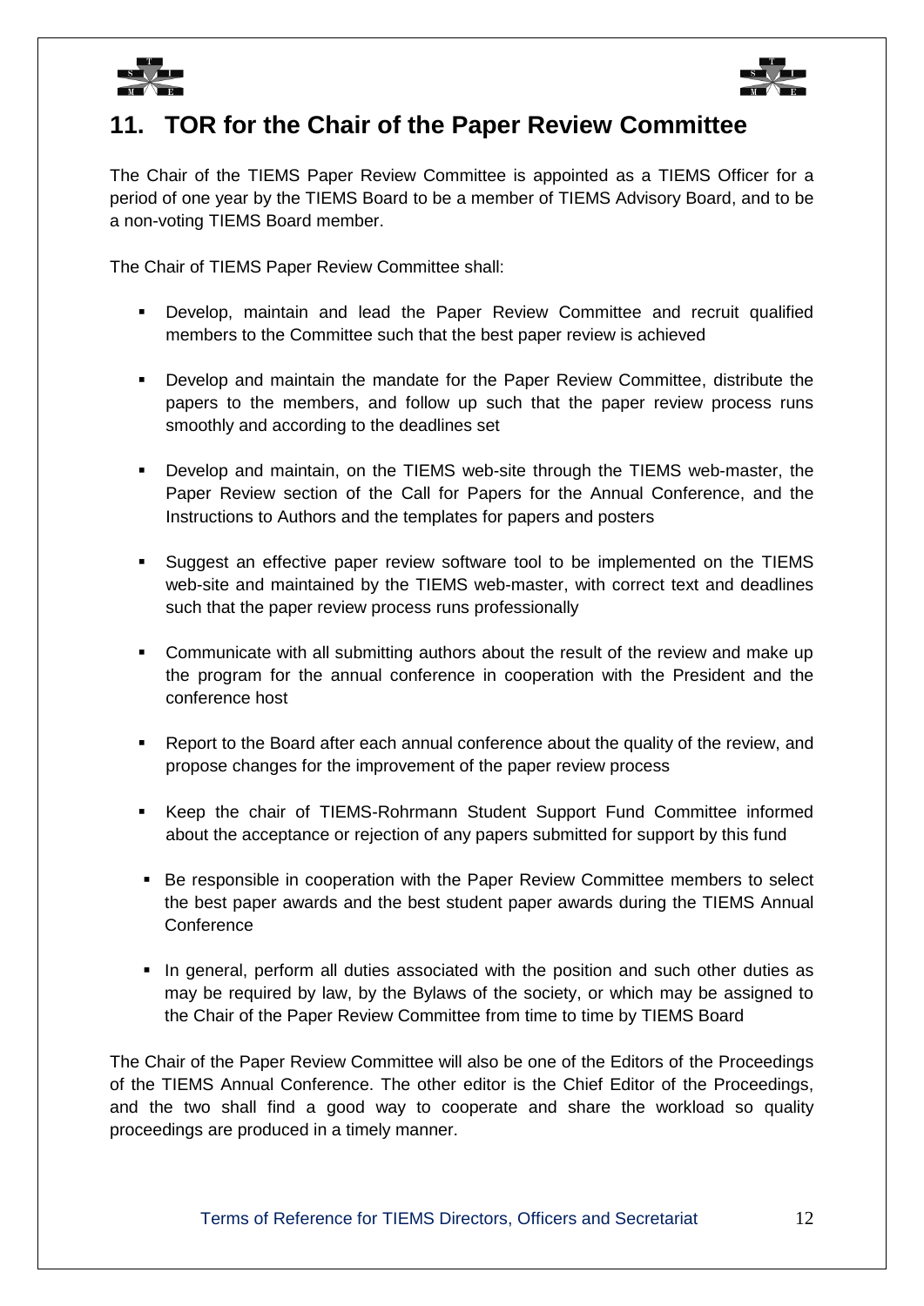## 11. TOR for the Chair of the Paper Review Committee

The Chair of the TIEMS Paper Review Committee is appointed as a TIEMS Officer for a period of one year by the TIEMS Board to be a member of TIEMS Advisory Board, and to be a non-voting TIEMS Board member.

The Chair of TIEMS Paper Review Committee shall:

- Develop, maintain and lead the Paper Review Committee and recruit qualified members to the Committee such that the best paper review is achieved
- Develop and maintain the mandate for the Paper Review Committee, distribute the papers to the members, and follow up such that the paper review process runs smoothly and according to the deadlines set
- Develop and maintain, on the TIEMS web-site through the TIEMS web-master, the Paper Review section of the Call for Papers for the Annual Conference, and the Instructions to Authors and the templates for papers and posters
- Suggest an effective paper review software tool to be implemented on the TIEMS web-site and maintained by the TIEMS web-master, with correct text and deadlines such that the paper review process runs professionally
- Communicate with all submitting authors about the result of the review and make up the program for the annual conference in cooperation with the President and the conference host
- Report to the Board after each annual conference about the quality of the review, and propose changes for the improvement of the paper review process
- Keep the chair of TIEMS-Rohrmann Student Support Fund Committee informed about the acceptance or rejection of any papers submitted for support by this fund
- Be responsible in cooperation with the Paper Review Committee members to select the best paper awards and the best student paper awards during the TIEMS Annual Conference
- In general, perform all duties associated with the position and such other duties as may be required by law, by the Bylaws of the society, or which may be assigned to the Chair of the Paper Review Committee from time to time by TIEMS Board

The Chair of the Paper Review Committee will also be one of the Editors of the Proceedings of the TIEMS Annual Conference. The other editor is the Chief Editor of the Proceedings, and the two shall find a good way to cooperate and share the workload so quality proceedings are produced in a timely manner.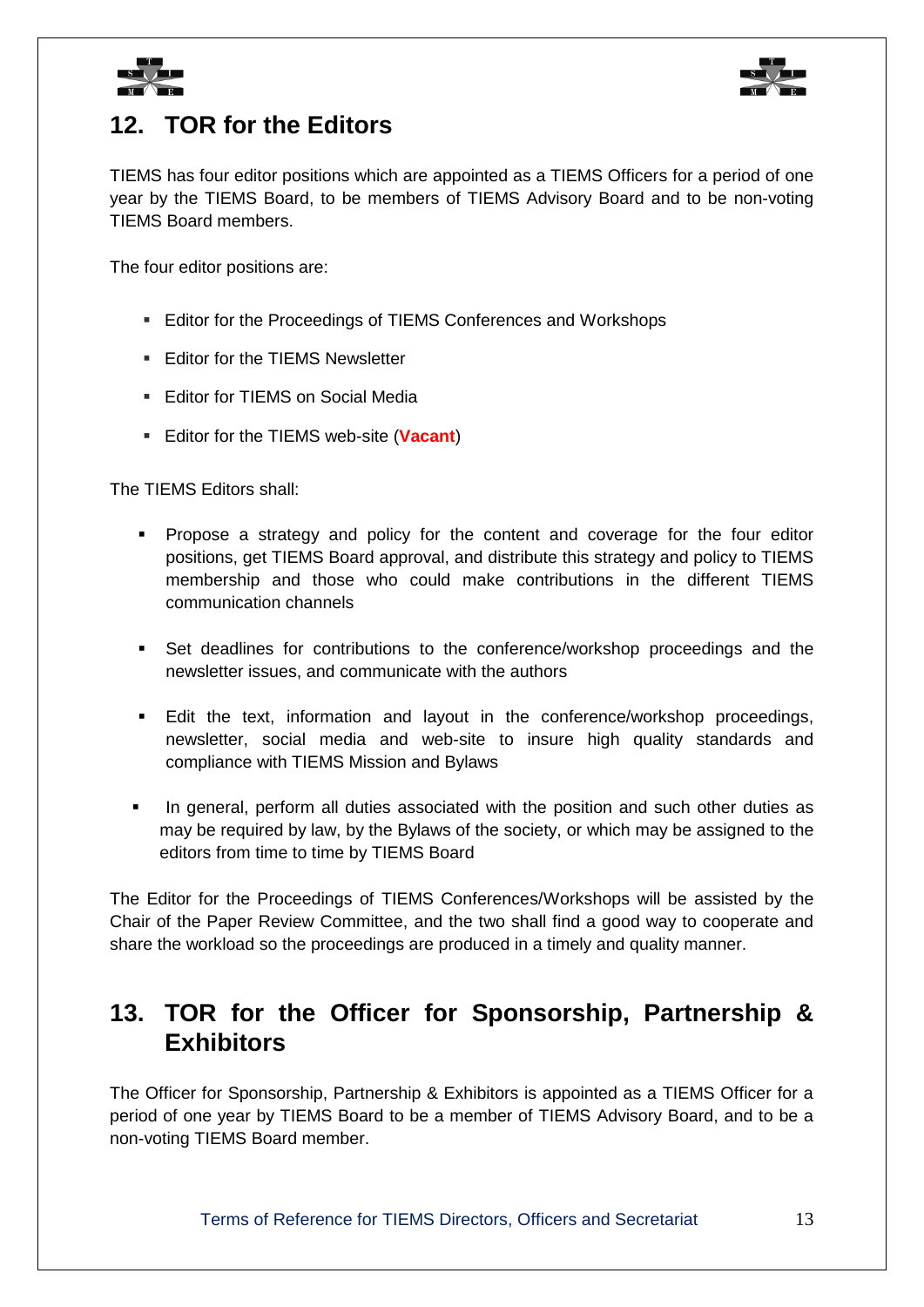## 12. TOR for the Editors

TIEMS has four editor positions which are appointed as a TIEMS Officers for a period of one year by the TIEMS Board, to be members of TIEMS Advisory Board and to be non-voting TIEMS Board members.

The four editor positions are:

- Editor for the Proceedings of TIEMS Conferences and Workshops
- Editor for the TIEMS Newsletter
- Editor for TIEMS on Social Media
- Editor for the TIEMS web-site (**Vacant**)

The TIEMS Editors shall:

- Propose a strategy and policy for the content and coverage for the four editor positions, get TIEMS Board approval, and distribute this strategy and policy to TIEMS membership and those who could make contributions in the different TIEMS communication channels
- Set deadlines for contributions to the conference/workshop proceedings and the newsletter issues, and communicate with the authors
- Edit the text, information and layout in the conference/workshop proceedings, newsletter, social media and web-site to insure high quality standards and compliance with TIEMS Mission and Bylaws
- In general, perform all duties associated with the position and such other duties as may be required by law, by the Bylaws of the society, or which may be assigned to the editors from time to time by TIEMS Board

The Editor for the Proceedings of TIEMS Conferences/Workshops will be assisted by the Chair of the Paper Review Committee, and the two shall find a good way to cooperate and share the workload so the proceedings are produced in a timely and quality manner.

## 13. TOR for the Officer for Sponsorship, Partnership & Exhibitors

The Officer for Sponsorship, Partnership & Exhibitors is appointed as a TIEMS Officer for a period of one year by TIEMS Board to be a member of TIEMS Advisory Board, and to be a non-voting TIEMS Board member.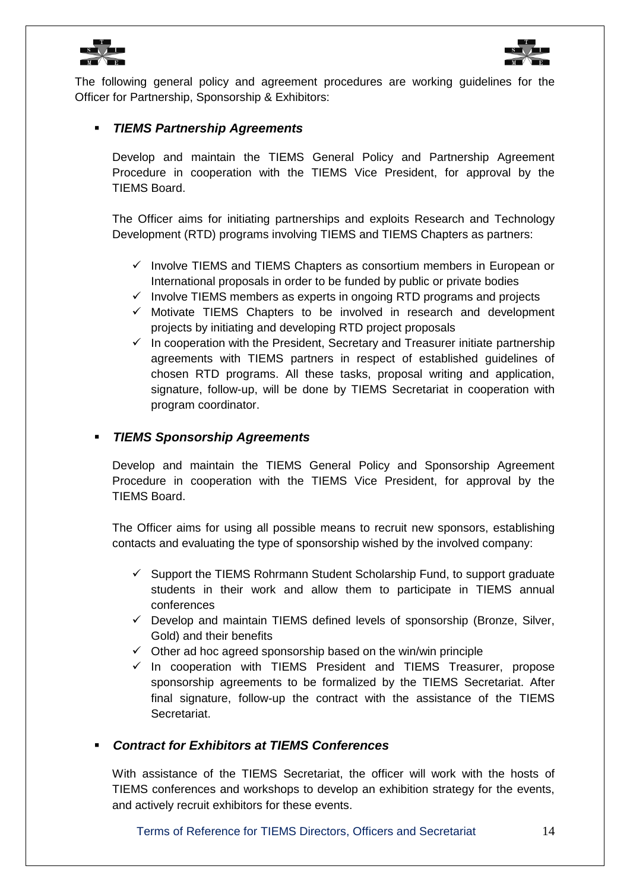The following general policy and agreement procedures are working guidelines for the Officer for Partnership, Sponsorship & Exhibitors:

- ***TIEMS Partnership Agreements***

  Develop and maintain the TIEMS General Policy and Partnership Agreement Procedure in cooperation with the TIEMS Vice President, for approval by the TIEMS Board.

  The Officer aims for initiating partnerships and exploits Research and Technology Development (RTD) programs involving TIEMS and TIEMS Chapters as partners:

  - ✓ Involve TIEMS and TIEMS Chapters as consortium members in European or International proposals in order to be funded by public or private bodies
  - ✓ Involve TIEMS members as experts in ongoing RTD programs and projects
  - ✓ Motivate TIEMS Chapters to be involved in research and development projects by initiating and developing RTD project proposals
  - ✓ In cooperation with the President, Secretary and Treasurer initiate partnership agreements with TIEMS partners in respect of established guidelines of chosen RTD programs. All these tasks, proposal writing and application, signature, follow-up, will be done by TIEMS Secretariat in cooperation with program coordinator.

- ***TIEMS Sponsorship Agreements***

  Develop and maintain the TIEMS General Policy and Sponsorship Agreement Procedure in cooperation with the TIEMS Vice President, for approval by the TIEMS Board.

  The Officer aims for using all possible means to recruit new sponsors, establishing contacts and evaluating the type of sponsorship wished by the involved company:

  - ✓ Support the TIEMS Rohrmann Student Scholarship Fund, to support graduate students in their work and allow them to participate in TIEMS annual conferences
  - ✓ Develop and maintain TIEMS defined levels of sponsorship (Bronze, Silver, Gold) and their benefits
  - ✓ Other ad hoc agreed sponsorship based on the win/win principle
  - ✓ In cooperation with TIEMS President and TIEMS Treasurer, propose sponsorship agreements to be formalized by the TIEMS Secretariat. After final signature, follow-up the contract with the assistance of the TIEMS Secretariat.

- ***Contract for Exhibitors at TIEMS Conferences***

  With assistance of the TIEMS Secretariat, the officer will work with the hosts of TIEMS conferences and workshops to develop an exhibition strategy for the events, and actively recruit exhibitors for these events.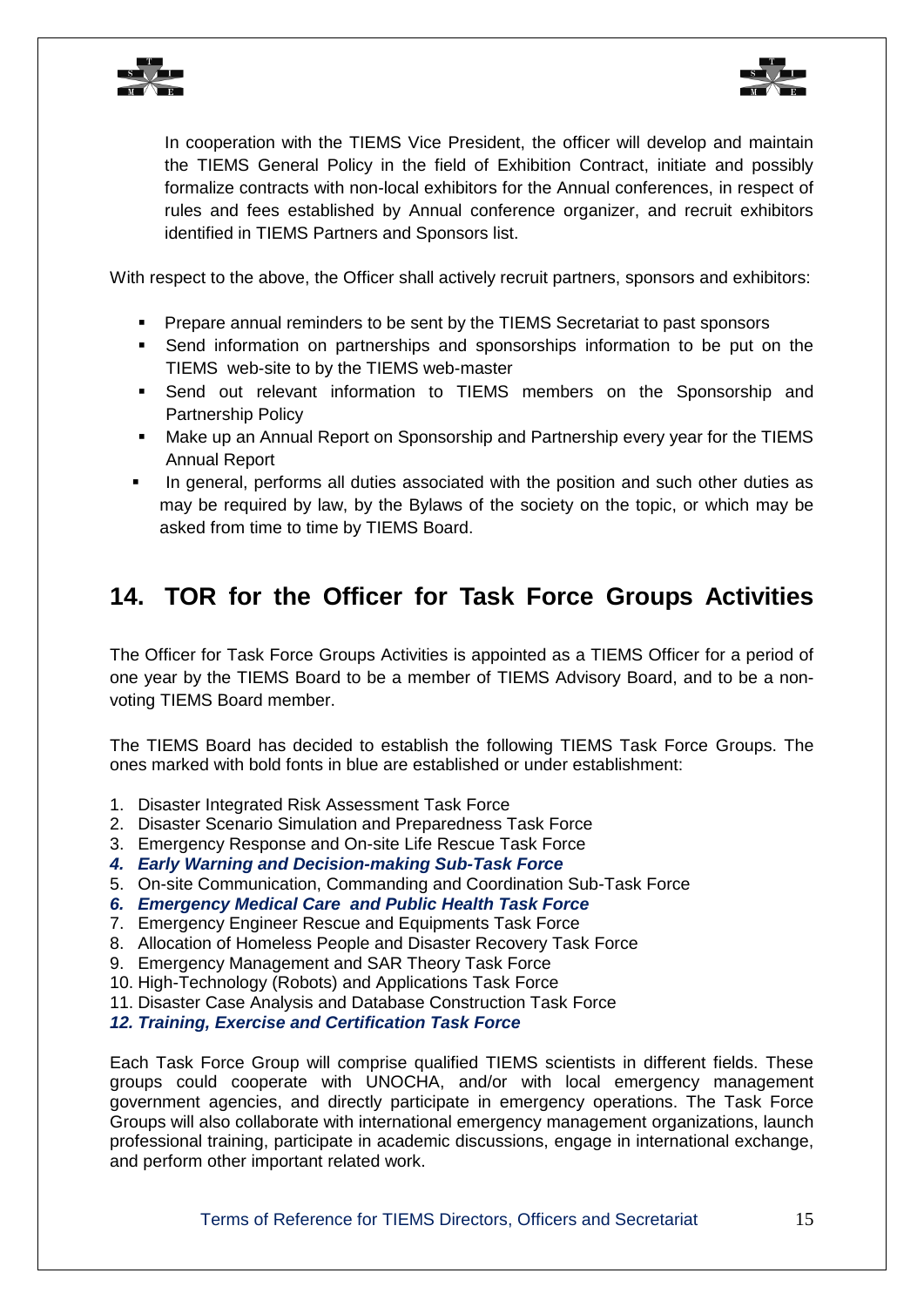In cooperation with the TIEMS Vice President, the officer will develop and maintain the TIEMS General Policy in the field of Exhibition Contract, initiate and possibly formalize contracts with non-local exhibitors for the Annual conferences, in respect of rules and fees established by Annual conference organizer, and recruit exhibitors identified in TIEMS Partners and Sponsors list.

With respect to the above, the Officer shall actively recruit partners, sponsors and exhibitors:

- Prepare annual reminders to be sent by the TIEMS Secretariat to past sponsors
- Send information on partnerships and sponsorships information to be put on the TIEMS web-site to by the TIEMS web-master
- Send out relevant information to TIEMS members on the Sponsorship and Partnership Policy
- Make up an Annual Report on Sponsorship and Partnership every year for the TIEMS Annual Report
- In general, performs all duties associated with the position and such other duties as may be required by law, by the Bylaws of the society on the topic, or which may be asked from time to time by TIEMS Board.

## 14. TOR for the Officer for Task Force Groups Activities

The Officer for Task Force Groups Activities is appointed as a TIEMS Officer for a period of one year by the TIEMS Board to be a member of TIEMS Advisory Board, and to be a non-voting TIEMS Board member.

The TIEMS Board has decided to establish the following TIEMS Task Force Groups. The ones marked with bold fonts in blue are established or under establishment:

1. Disaster Integrated Risk Assessment Task Force
2. Disaster Scenario Simulation and Preparedness Task Force
3. Emergency Response and On-site Life Rescue Task Force
4. ***Early Warning and Decision-making Sub-Task Force***
5. On-site Communication, Commanding and Coordination Sub-Task Force
6. ***Emergency Medical Care and Public Health Task Force***
7. Emergency Engineer Rescue and Equipments Task Force
8. Allocation of Homeless People and Disaster Recovery Task Force
9. Emergency Management and SAR Theory Task Force
10. High-Technology (Robots) and Applications Task Force
11. Disaster Case Analysis and Database Construction Task Force
12. ***Training, Exercise and Certification Task Force***

Each Task Force Group will comprise qualified TIEMS scientists in different fields. These groups could cooperate with UNOCHA, and/or with local emergency management government agencies, and directly participate in emergency operations. The Task Force Groups will also collaborate with international emergency management organizations, launch professional training, participate in academic discussions, engage in international exchange, and perform other important related work.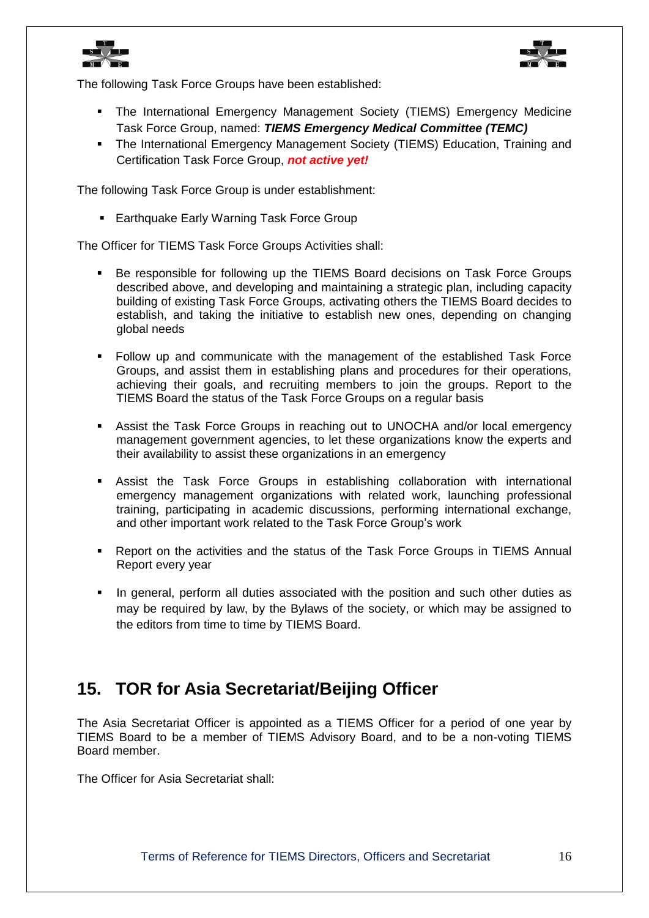The following Task Force Groups have been established:

- The International Emergency Management Society (TIEMS) Emergency Medicine Task Force Group, named: ***TIEMS Emergency Medical Committee (TEMC)***
- The International Emergency Management Society (TIEMS) Education, Training and Certification Task Force Group, ***not active yet!***

The following Task Force Group is under establishment:

- Earthquake Early Warning Task Force Group

The Officer for TIEMS Task Force Groups Activities shall:

- Be responsible for following up the TIEMS Board decisions on Task Force Groups described above, and developing and maintaining a strategic plan, including capacity building of existing Task Force Groups, activating others the TIEMS Board decides to establish, and taking the initiative to establish new ones, depending on changing global needs

- Follow up and communicate with the management of the established Task Force Groups, and assist them in establishing plans and procedures for their operations, achieving their goals, and recruiting members to join the groups. Report to the TIEMS Board the status of the Task Force Groups on a regular basis

- Assist the Task Force Groups in reaching out to UNOCHA and/or local emergency management government agencies, to let these organizations know the experts and their availability to assist these organizations in an emergency

- Assist the Task Force Groups in establishing collaboration with international emergency management organizations with related work, launching professional training, participating in academic discussions, performing international exchange, and other important work related to the Task Force Group's work

- Report on the activities and the status of the Task Force Groups in TIEMS Annual Report every year

- In general, perform all duties associated with the position and such other duties as may be required by law, by the Bylaws of the society, or which may be assigned to the editors from time to time by TIEMS Board.

## 15. TOR for Asia Secretariat/Beijing Officer

The Asia Secretariat Officer is appointed as a TIEMS Officer for a period of one year by TIEMS Board to be a member of TIEMS Advisory Board, and to be a non-voting TIEMS Board member.

The Officer for Asia Secretariat shall: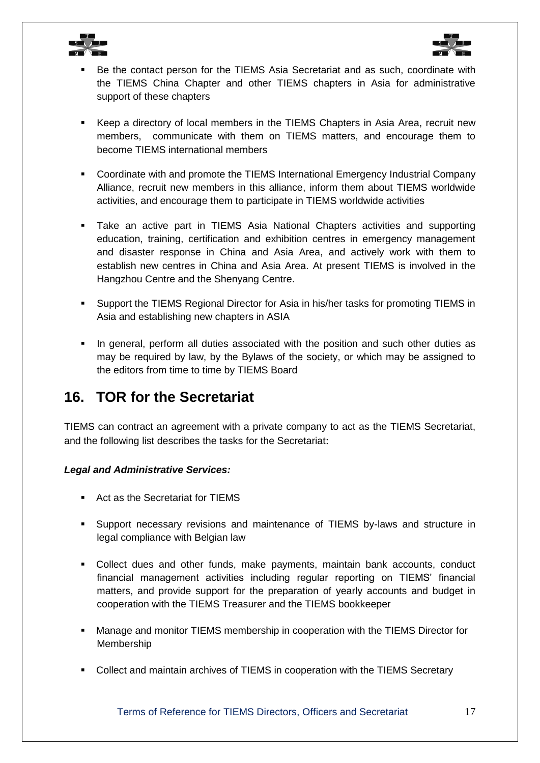- Be the contact person for the TIEMS Asia Secretariat and as such, coordinate with the TIEMS China Chapter and other TIEMS chapters in Asia for administrative support of these chapters

- Keep a directory of local members in the TIEMS Chapters in Asia Area, recruit new members, communicate with them on TIEMS matters, and encourage them to become TIEMS international members

- Coordinate with and promote the TIEMS International Emergency Industrial Company Alliance, recruit new members in this alliance, inform them about TIEMS worldwide activities, and encourage them to participate in TIEMS worldwide activities

- Take an active part in TIEMS Asia National Chapters activities and supporting education, training, certification and exhibition centres in emergency management and disaster response in China and Asia Area, and actively work with them to establish new centres in China and Asia Area. At present TIEMS is involved in the Hangzhou Centre and the Shenyang Centre.

- Support the TIEMS Regional Director for Asia in his/her tasks for promoting TIEMS in Asia and establishing new chapters in ASIA

- In general, perform all duties associated with the position and such other duties as may be required by law, by the Bylaws of the society, or which may be assigned to the editors from time to time by TIEMS Board

## 16. TOR for the Secretariat

TIEMS can contract an agreement with a private company to act as the TIEMS Secretariat, and the following list describes the tasks for the Secretariat:

***Legal and Administrative Services:***

- Act as the Secretariat for TIEMS

- Support necessary revisions and maintenance of TIEMS by-laws and structure in legal compliance with Belgian law

- Collect dues and other funds, make payments, maintain bank accounts, conduct financial management activities including regular reporting on TIEMS' financial matters, and provide support for the preparation of yearly accounts and budget in cooperation with the TIEMS Treasurer and the TIEMS bookkeeper

- Manage and monitor TIEMS membership in cooperation with the TIEMS Director for Membership

- Collect and maintain archives of TIEMS in cooperation with the TIEMS Secretary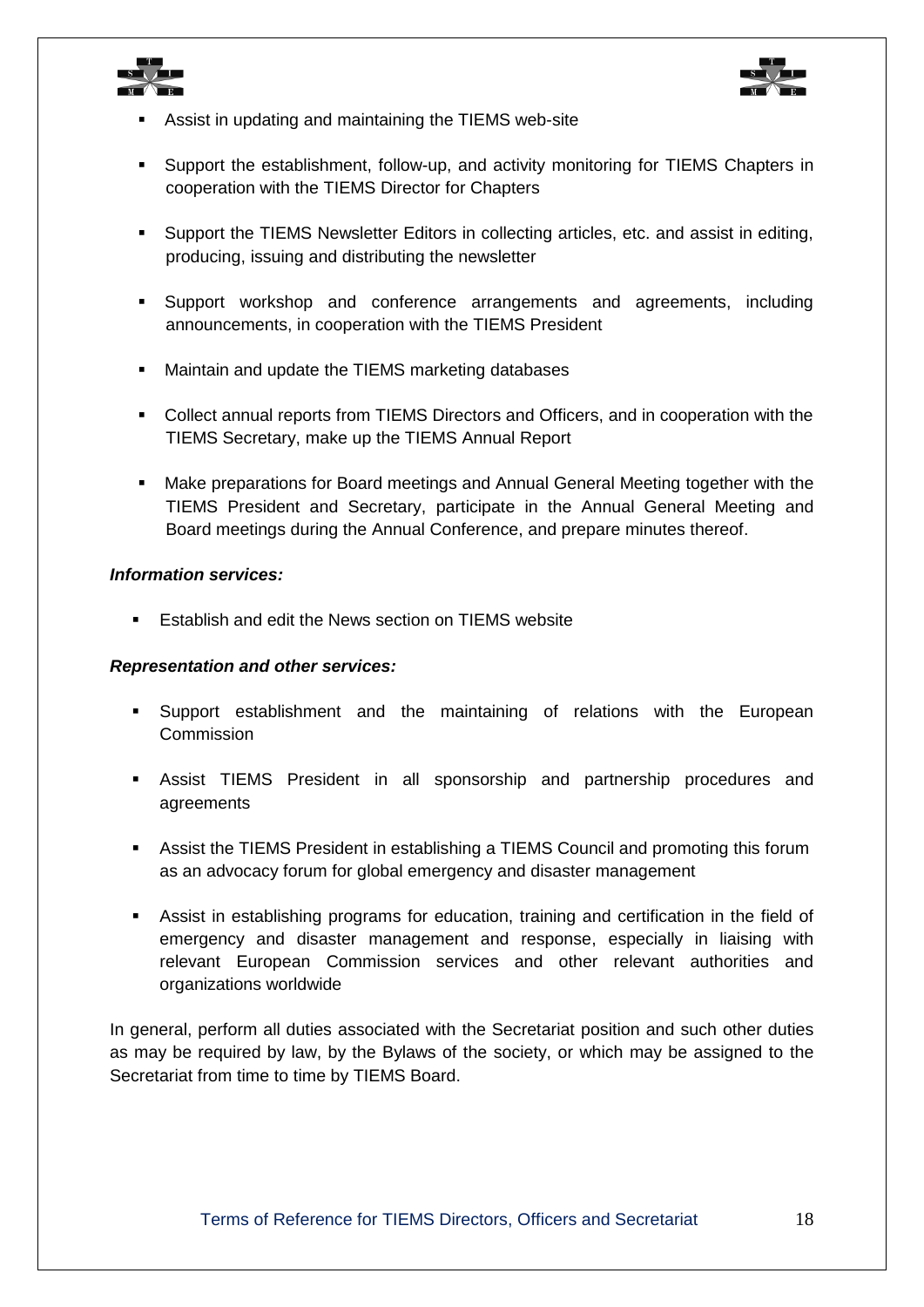- Assist in updating and maintaining the TIEMS web-site
- Support the establishment, follow-up, and activity monitoring for TIEMS Chapters in cooperation with the TIEMS Director for Chapters
- Support the TIEMS Newsletter Editors in collecting articles, etc. and assist in editing, producing, issuing and distributing the newsletter
- Support workshop and conference arrangements and agreements, including announcements, in cooperation with the TIEMS President
- Maintain and update the TIEMS marketing databases
- Collect annual reports from TIEMS Directors and Officers, and in cooperation with the TIEMS Secretary, make up the TIEMS Annual Report
- Make preparations for Board meetings and Annual General Meeting together with the TIEMS President and Secretary, participate in the Annual General Meeting and Board meetings during the Annual Conference, and prepare minutes thereof.

***Information services:***

- Establish and edit the News section on TIEMS website

***Representation and other services:***

- Support establishment and the maintaining of relations with the European Commission
- Assist TIEMS President in all sponsorship and partnership procedures and agreements
- Assist the TIEMS President in establishing a TIEMS Council and promoting this forum as an advocacy forum for global emergency and disaster management
- Assist in establishing programs for education, training and certification in the field of emergency and disaster management and response, especially in liaising with relevant European Commission services and other relevant authorities and organizations worldwide

In general, perform all duties associated with the Secretariat position and such other duties as may be required by law, by the Bylaws of the society, or which may be assigned to the Secretariat from time to time by TIEMS Board.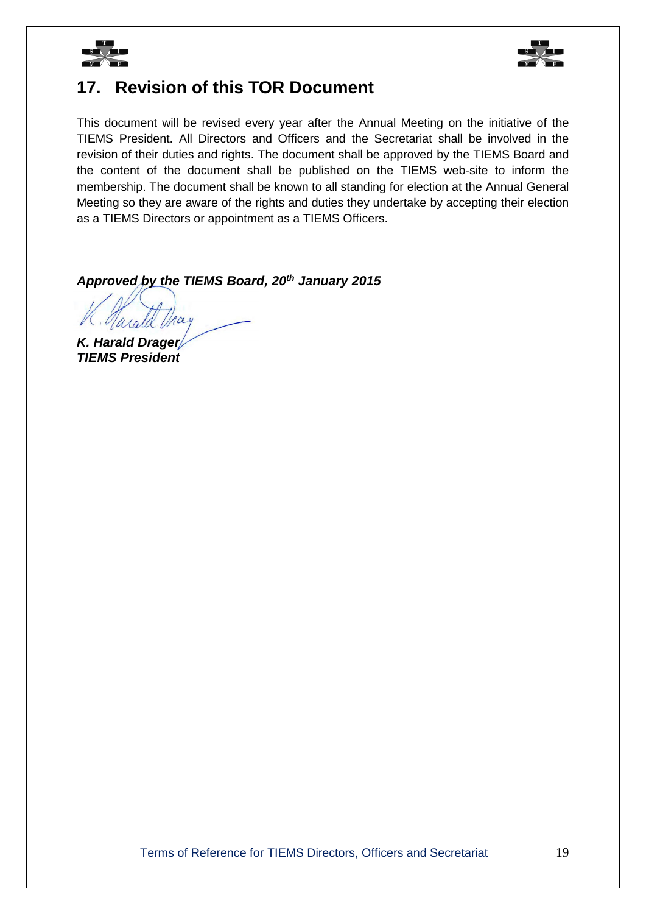## 17. Revision of this TOR Document

This document will be revised every year after the Annual Meeting on the initiative of the TIEMS President. All Directors and Officers and the Secretariat shall be involved in the revision of their duties and rights. The document shall be approved by the TIEMS Board and the content of the document shall be published on the TIEMS web-site to inform the membership. The document shall be known to all standing for election at the Annual General Meeting so they are aware of the rights and duties they undertake by accepting their election as a TIEMS Directors or appointment as a TIEMS Officers.

***Approved by the TIEMS Board, 20th January 2015***

***K. Harald Drager***
***TIEMS President***